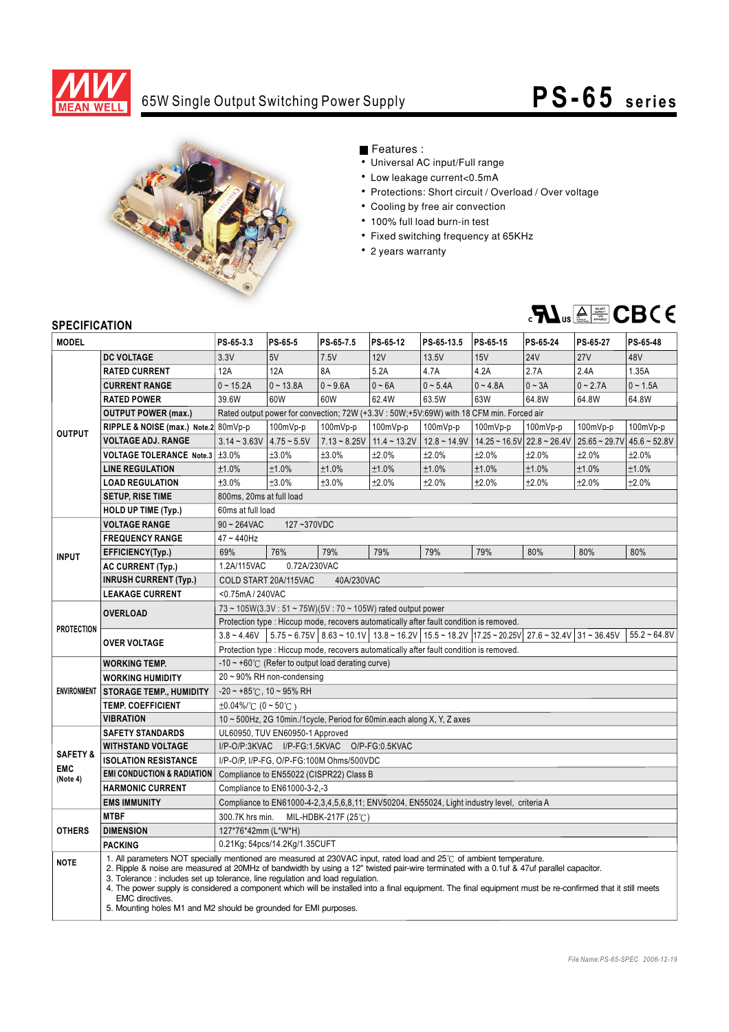# 65W Single Output Switching Power Supply

# PS-65 series

■ Features :

- Universal AC input/Full range
- Low leakage current<0.5mA
- Protections: Short circuit / Overload / Over voltage
- Cooling by free air convection
- 100% full load burn-in test
- Fixed switching frequency at 65KHz
- 2 years warranty

## SPECIFICATION

| MODEL | | PS-65-3.3 | PS-65-5 | PS-65-7.5 | PS-65-12 | PS-65-13.5 | PS-65-15 | PS-65-24 | PS-65-27 | PS-65-48 |
|---|---|---|---|---|---|---|---|---|---|---|
| OUTPUT | DC VOLTAGE | 3.3V | 5V | 7.5V | 12V | 13.5V | 15V | 24V | 27V | 48V |
| | RATED CURRENT | 12A | 12A | 8A | 5.2A | 4.7A | 4.2A | 2.7A | 2.4A | 1.35A |
| | CURRENT RANGE | 0 ~ 15.2A | 0 ~ 13.8A | 0 ~ 9.6A | 0 ~ 6A | 0 ~ 5.4A | 0 ~ 4.8A | 0 ~ 3A | 0 ~ 2.7A | 0 ~ 1.5A |
| | RATED POWER | 39.6W | 60W | 60W | 62.4W | 63.5W | 63W | 64.8W | 64.8W | 64.8W |
| | OUTPUT POWER (max.) | Rated output power for convection; 72W (+3.3V : 50W;+5V:69W) with 18 CFM min. Forced air | | | | | | | | |
| | RIPPLE & NOISE (max.) Note.2 | 80mVp-p | 100mVp-p | 100mVp-p | 100mVp-p | 100mVp-p | 100mVp-p | 100mVp-p | 100mVp-p | 100mVp-p |
| | VOLTAGE ADJ. RANGE | 3.14 ~ 3.63V | 4.75 ~ 5.5V | 7.13 ~ 8.25V | 11.4 ~ 13.2V | 12.8 ~ 14.9V | 14.25 ~ 16.5V | 22.8 ~ 26.4V | 25.65 ~ 29.7V | 45.6 ~ 52.8V |
| | VOLTAGE TOLERANCE Note.3 | ±3.0% | ±3.0% | ±3.0% | ±2.0% | ±2.0% | ±2.0% | ±2.0% | ±2.0% | ±2.0% |
| | LINE REGULATION | ±1.0% | ±1.0% | ±1.0% | ±1.0% | ±1.0% | ±1.0% | ±1.0% | ±1.0% | ±1.0% |
| | LOAD REGULATION | ±3.0% | ±3.0% | ±3.0% | ±2.0% | ±2.0% | ±2.0% | ±2.0% | ±2.0% | ±2.0% |
| | SETUP, RISE TIME | 800ms, 20ms at full load | | | | | | | | |
| | HOLD UP TIME (Typ.) | 60ms at full load | | | | | | | | |
| INPUT | VOLTAGE RANGE | 90 ~ 264VAC 127 ~370VDC | | | | | | | | |
| | FREQUENCY RANGE | 47 ~ 440Hz | | | | | | | | |
| | EFFICIENCY(Typ.) | 69% | 76% | 79% | 79% | 79% | 79% | 80% | 80% | 80% |
| | AC CURRENT (Typ.) | 1.2A/115VAC 0.72A/230VAC | | | | | | | | |
| | INRUSH CURRENT (Typ.) | COLD START 20A/115VAC 40A/230VAC | | | | | | | | |
| | LEAKAGE CURRENT | <0.75mA / 240VAC | | | | | | | | |
| PROTECTION | OVERLOAD | 73 ~ 105W(3.3V : 51 ~ 75W)(5V : 70 ~ 105W) rated output power | | | | | | | | |
| | | Protection type : Hiccup mode, recovers automatically after fault condition is removed. | | | | | | | | |
| | OVER VOLTAGE | 3.8 ~ 4.46V | 5.75 ~ 6.75V | 8.63 ~ 10.1V | 13.8 ~ 16.2V | 15.5 ~ 18.2V | 17.25 ~ 20.25V | 27.6 ~ 32.4V | 31 ~ 36.45V | 55.2 ~ 64.8V |
| | | Protection type : Hiccup mode, recovers automatically after fault condition is removed. | | | | | | | | |
| ENVIRONMENT | WORKING TEMP. | -10 ~ +60℃ (Refer to output load derating curve) | | | | | | | | |
| | WORKING HUMIDITY | 20 ~ 90% RH non-condensing | | | | | | | | |
| | STORAGE TEMP., HUMIDITY | -20 ~ +85℃, 10 ~ 95% RH | | | | | | | | |
| | TEMP. COEFFICIENT | ±0.04%/℃ (0 ~ 50℃) | | | | | | | | |
| | VIBRATION | 10 ~ 500Hz, 2G 10min./1cycle, Period for 60min.each along X, Y, Z axes | | | | | | | | |
| SAFETY & EMC (Note 4) | SAFETY STANDARDS | UL60950, TUV EN60950-1 Approved | | | | | | | | |
| | WITHSTAND VOLTAGE | I/P-O/P:3KVAC I/P-FG:1.5KVAC O/P-FG:0.5KVAC | | | | | | | | |
| | ISOLATION RESISTANCE | I/P-O/P, I/P-FG, O/P-FG:100M Ohms/500VDC | | | | | | | | |
| | EMI CONDUCTION & RADIATION | Compliance to EN55022 (CISPR22) Class B | | | | | | | | |
| | HARMONIC CURRENT | Compliance to EN61000-3-2,-3 | | | | | | | | |
| | EMS IMMUNITY | Compliance to EN61000-4-2,3,4,5,6,8,11; ENV50204, EN55024, Light industry level, criteria A | | | | | | | | |
| OTHERS | MTBF | 300.7K hrs min. MIL-HDBK-217F (25℃) | | | | | | | | |
| | DIMENSION | 127\*76\*42mm (L\*W\*H) | | | | | | | | |
| | PACKING | 0.21Kg; 54pcs/14.2Kg/1.35CUFT | | | | | | | | |

**NOTE**

1. All parameters NOT specially mentioned are measured at 230VAC input, rated load and 25℃ of ambient temperature.
2. Ripple & noise are measured at 20MHz of bandwidth by using a 12" twisted pair-wire terminated with a 0.1uf & 47uf parallel capacitor.
3. Tolerance : includes set up tolerance, line regulation and load regulation.
4. The power supply is considered a component which will be installed into a final equipment. The final equipment must be re-confirmed that it still meets EMC directives.
5. Mounting holes M1 and M2 should be grounded for EMI purposes.

File Name:PS-65-SPEC 2006-12-19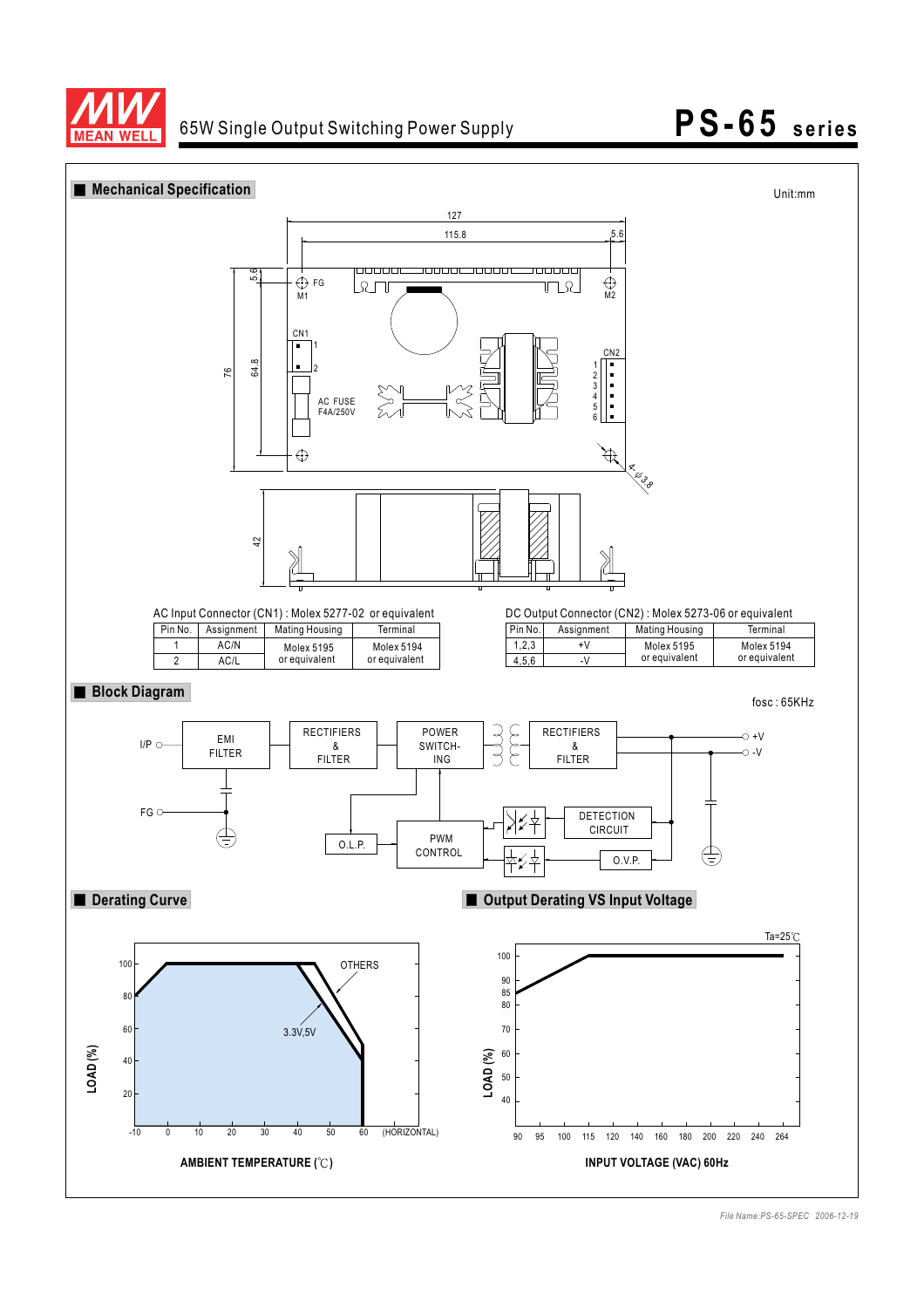# 65W Single Output Switching Power Supply

# PS-65 series

## Mechanical Specification

Unit:mm

127
115.8
5.6
5.6
76
64.8
42
FG
M1
M2
CN1
CN2
AC FUSE
F4A/250V
4-φ3.8

AC Input Connector (CN1) : Molex 5277-02 or equivalent

| Pin No. | Assignment | Mating Housing | Terminal |
|---|---|---|---|
| 1 | AC/N | Molex 5195 or equivalent | Molex 5194 or equivalent |
| 2 | AC/L | | |

DC Output Connector (CN2) : Molex 5273-06 or equivalent

| Pin No. | Assignment | Mating Housing | Terminal |
|---|---|---|---|
| 1,2,3 | +V | Molex 5195 or equivalent | Molex 5194 or equivalent |
| 4,5,6 | -V | | |

## Block Diagram

fosc : 65KHz

I/P
FG
EMI FILTER
RECTIFIERS & FILTER
POWER SWITCHING
RECTIFIERS & FILTER
+V
-V
O.L.P.
PWM CONTROL
DETECTION CIRCUIT
O.V.P.

## Derating Curve

LOAD (%)
100
80
60
40
20
-10
0
10
20
30
40
50
60
(HORIZONTAL)
OTHERS
3.3V,5V
AMBIENT TEMPERATURE (℃)

## Output Derating VS Input Voltage

Ta=25℃
LOAD (%)
100
90
85
80
70
60
50
40
90
95
100
115
120
140
160
180
200
220
240
264
INPUT VOLTAGE (VAC) 60Hz

*File Name:PS-65-SPEC 2006-12-19*